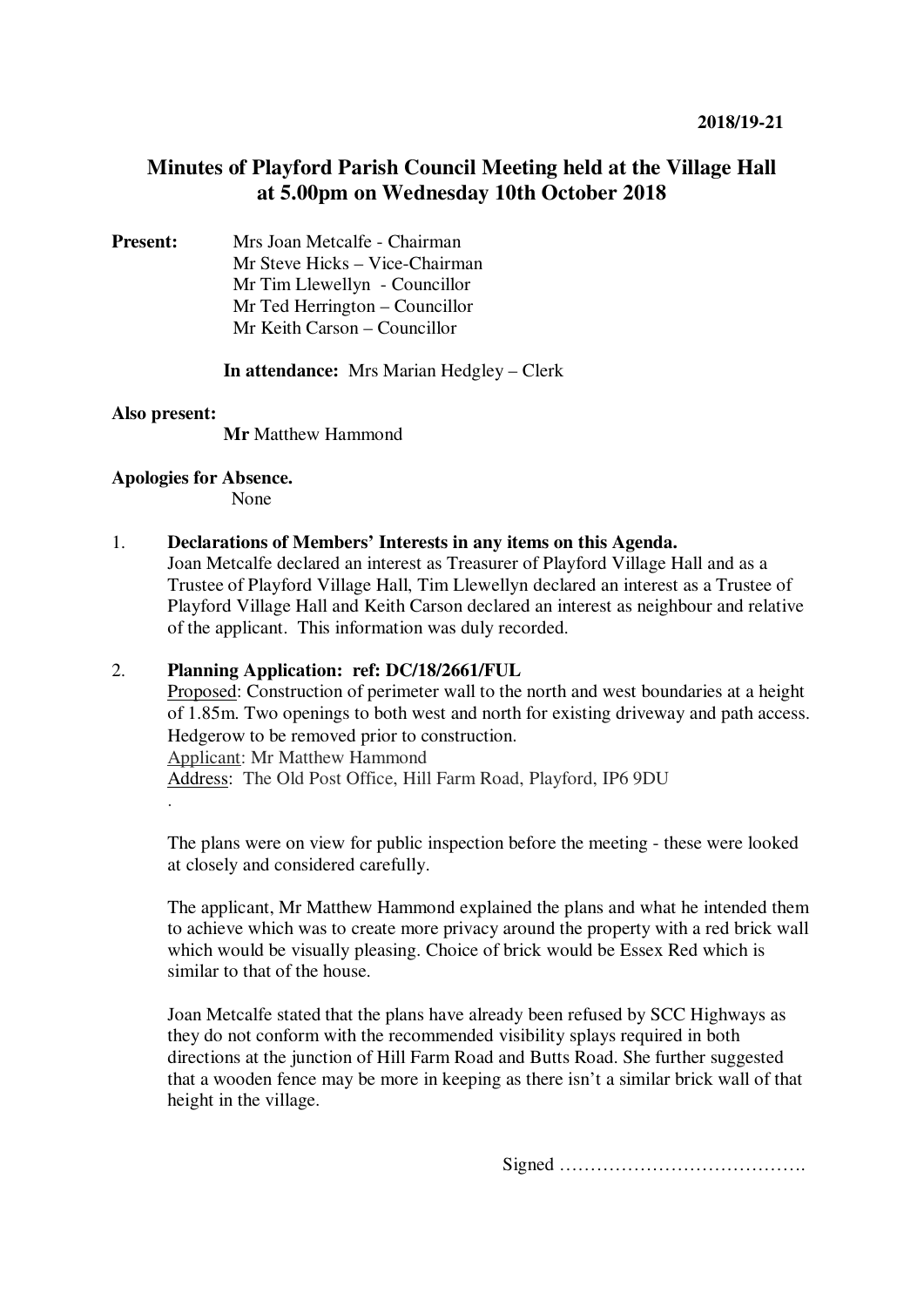2018/19-21

# Minutes of Playford Parish Council Meeting held at the Village Hall at 5.00pm on Wednesday 10th October 2018

**Present:** Mrs Joan Metcalfe - Chairman
Mr Steve Hicks – Vice-Chairman
Mr Tim Llewellyn - Councillor
Mr Ted Herrington – Councillor
Mr Keith Carson – Councillor

**In attendance:** Mrs Marian Hedgley – Clerk

**Also present:**
**Mr** Matthew Hammond

**Apologies for Absence.**
None

1. **Declarations of Members' Interests in any items on this Agenda.**
Joan Metcalfe declared an interest as Treasurer of Playford Village Hall and as a Trustee of Playford Village Hall, Tim Llewellyn declared an interest as a Trustee of Playford Village Hall and Keith Carson declared an interest as neighbour and relative of the applicant. This information was duly recorded.

2. **Planning Application: ref: DC/18/2661/FUL**
Proposed: Construction of perimeter wall to the north and west boundaries at a height of 1.85m. Two openings to both west and north for existing driveway and path access. Hedgerow to be removed prior to construction.
Applicant: Mr Matthew Hammond
Address: The Old Post Office, Hill Farm Road, Playford, IP6 9DU
.

The plans were on view for public inspection before the meeting - these were looked at closely and considered carefully.

The applicant, Mr Matthew Hammond explained the plans and what he intended them to achieve which was to create more privacy around the property with a red brick wall which would be visually pleasing. Choice of brick would be Essex Red which is similar to that of the house.

Joan Metcalfe stated that the plans have already been refused by SCC Highways as they do not conform with the recommended visibility splays required in both directions at the junction of Hill Farm Road and Butts Road. She further suggested that a wooden fence may be more in keeping as there isn't a similar brick wall of that height in the village.

Signed ………………………………….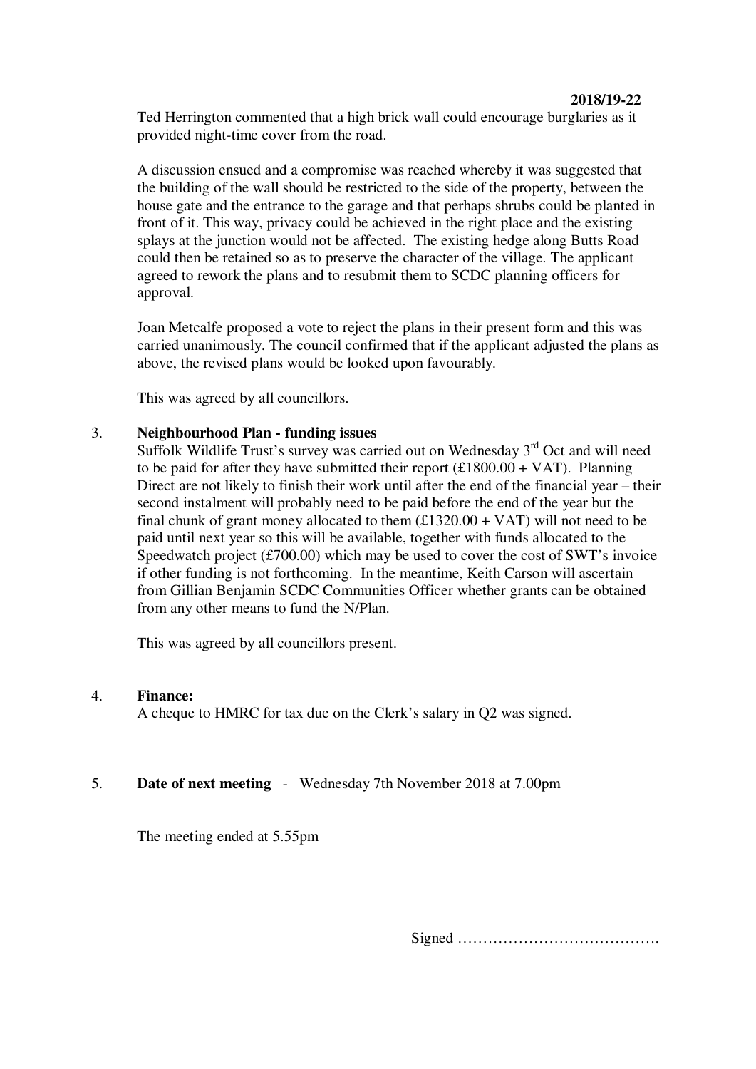Ted Herrington commented that a high brick wall could encourage burglaries as it provided night-time cover from the road.

A discussion ensued and a compromise was reached whereby it was suggested that the building of the wall should be restricted to the side of the property, between the house gate and the entrance to the garage and that perhaps shrubs could be planted in front of it. This way, privacy could be achieved in the right place and the existing splays at the junction would not be affected. The existing hedge along Butts Road could then be retained so as to preserve the character of the village. The applicant agreed to rework the plans and to resubmit them to SCDC planning officers for approval.

Joan Metcalfe proposed a vote to reject the plans in their present form and this was carried unanimously. The council confirmed that if the applicant adjusted the plans as above, the revised plans would be looked upon favourably.

This was agreed by all councillors.

3. **Neighbourhood Plan - funding issues**

Suffolk Wildlife Trust's survey was carried out on Wednesday 3rd Oct and will need to be paid for after they have submitted their report (£1800.00 + VAT). Planning Direct are not likely to finish their work until after the end of the financial year – their second instalment will probably need to be paid before the end of the year but the final chunk of grant money allocated to them (£1320.00 + VAT) will not need to be paid until next year so this will be available, together with funds allocated to the Speedwatch project (£700.00) which may be used to cover the cost of SWT's invoice if other funding is not forthcoming. In the meantime, Keith Carson will ascertain from Gillian Benjamin SCDC Communities Officer whether grants can be obtained from any other means to fund the N/Plan.

This was agreed by all councillors present.

4. **Finance:**

A cheque to HMRC for tax due on the Clerk's salary in Q2 was signed.

5. **Date of next meeting** - Wednesday 7th November 2018 at 7.00pm

The meeting ended at 5.55pm

Signed ………………………………….